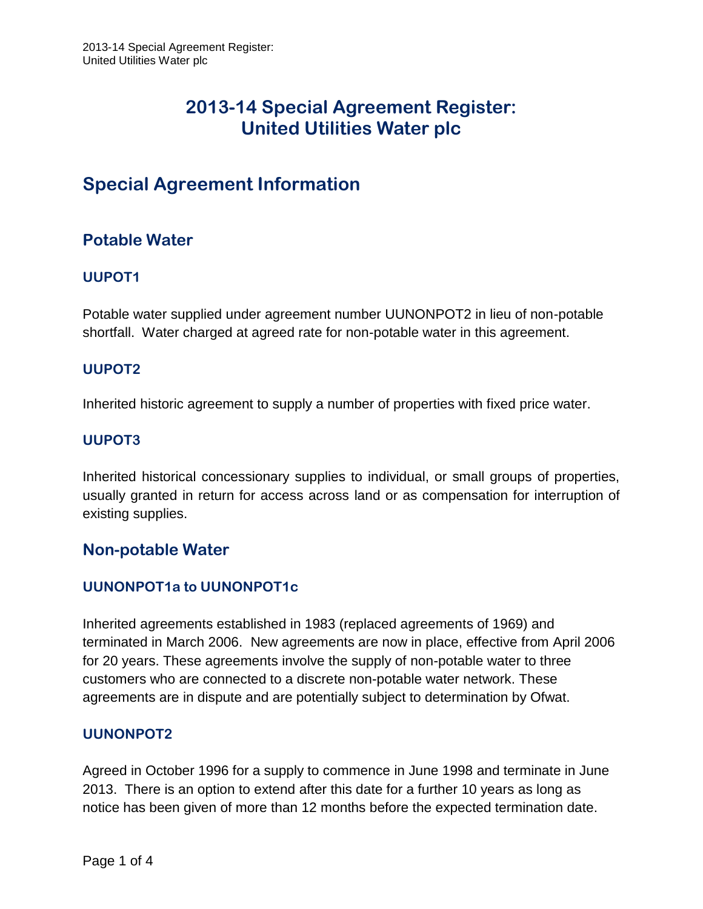# 2013-14 Special Agreement Register: United Utilities Water plc

## Special Agreement Information

### Potable Water

#### UUPOT1

Potable water supplied under agreement number UUNONPOT2 in lieu of non-potable shortfall. Water charged at agreed rate for non-potable water in this agreement.

#### UUPOT2

Inherited historic agreement to supply a number of properties with fixed price water.

#### UUPOT3

Inherited historical concessionary supplies to individual, or small groups of properties, usually granted in return for access across land or as compensation for interruption of existing supplies.

### Non-potable Water

#### UUNONPOT1a to UUNONPOT1c

Inherited agreements established in 1983 (replaced agreements of 1969) and terminated in March 2006. New agreements are now in place, effective from April 2006 for 20 years. These agreements involve the supply of non-potable water to three customers who are connected to a discrete non-potable water network. These agreements are in dispute and are potentially subject to determination by Ofwat.

#### UUNONPOT2

Agreed in October 1996 for a supply to commence in June 1998 and terminate in June 2013. There is an option to extend after this date for a further 10 years as long as notice has been given of more than 12 months before the expected termination date.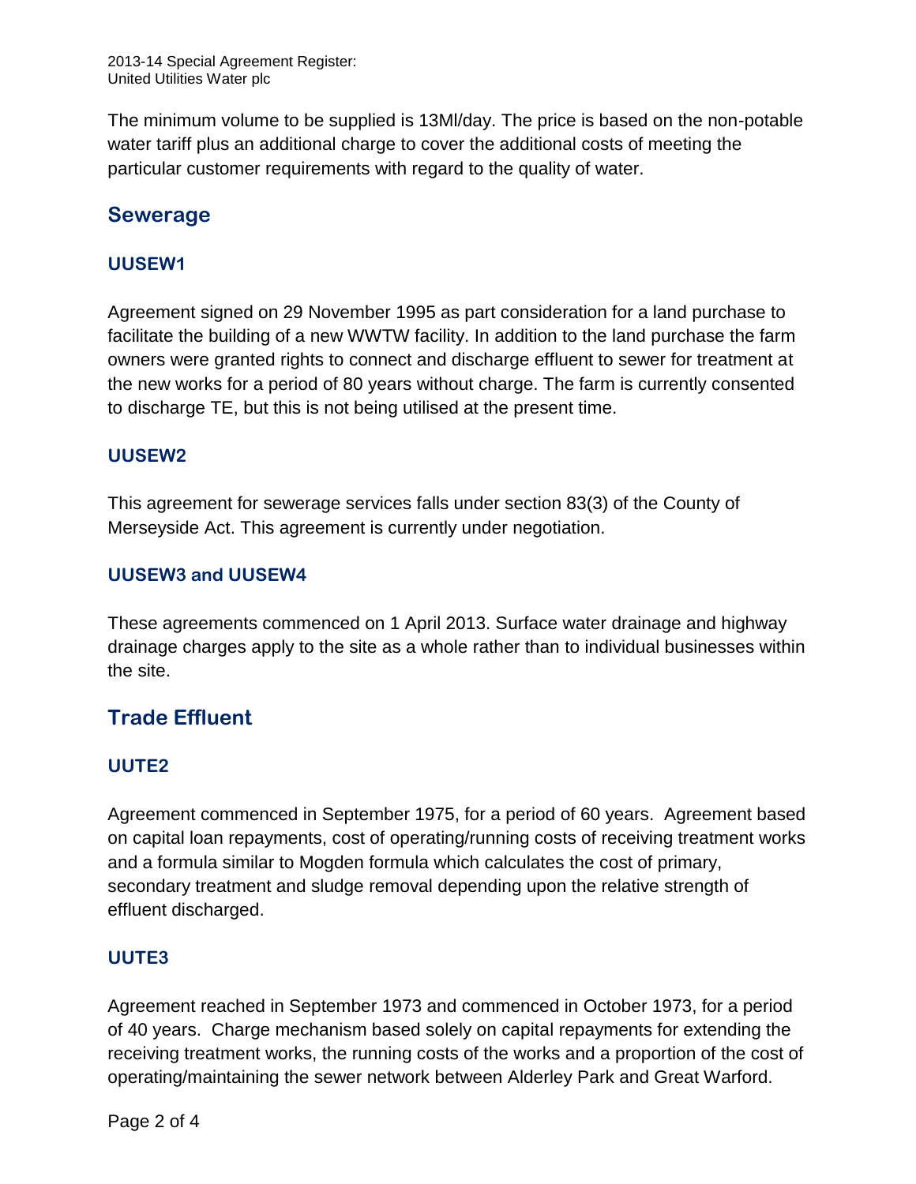The minimum volume to be supplied is 13Ml/day. The price is based on the non-potable water tariff plus an additional charge to cover the additional costs of meeting the particular customer requirements with regard to the quality of water.

## Sewerage

### UUSEW1

Agreement signed on 29 November 1995 as part consideration for a land purchase to facilitate the building of a new WWTW facility. In addition to the land purchase the farm owners were granted rights to connect and discharge effluent to sewer for treatment at the new works for a period of 80 years without charge. The farm is currently consented to discharge TE, but this is not being utilised at the present time.

### UUSEW2

This agreement for sewerage services falls under section 83(3) of the County of Merseyside Act. This agreement is currently under negotiation.

### UUSEW3 and UUSEW4

These agreements commenced on 1 April 2013. Surface water drainage and highway drainage charges apply to the site as a whole rather than to individual businesses within the site.

## Trade Effluent

### UUTE2

Agreement commenced in September 1975, for a period of 60 years. Agreement based on capital loan repayments, cost of operating/running costs of receiving treatment works and a formula similar to Mogden formula which calculates the cost of primary, secondary treatment and sludge removal depending upon the relative strength of effluent discharged.

### UUTE3

Agreement reached in September 1973 and commenced in October 1973, for a period of 40 years. Charge mechanism based solely on capital repayments for extending the receiving treatment works, the running costs of the works and a proportion of the cost of operating/maintaining the sewer network between Alderley Park and Great Warford.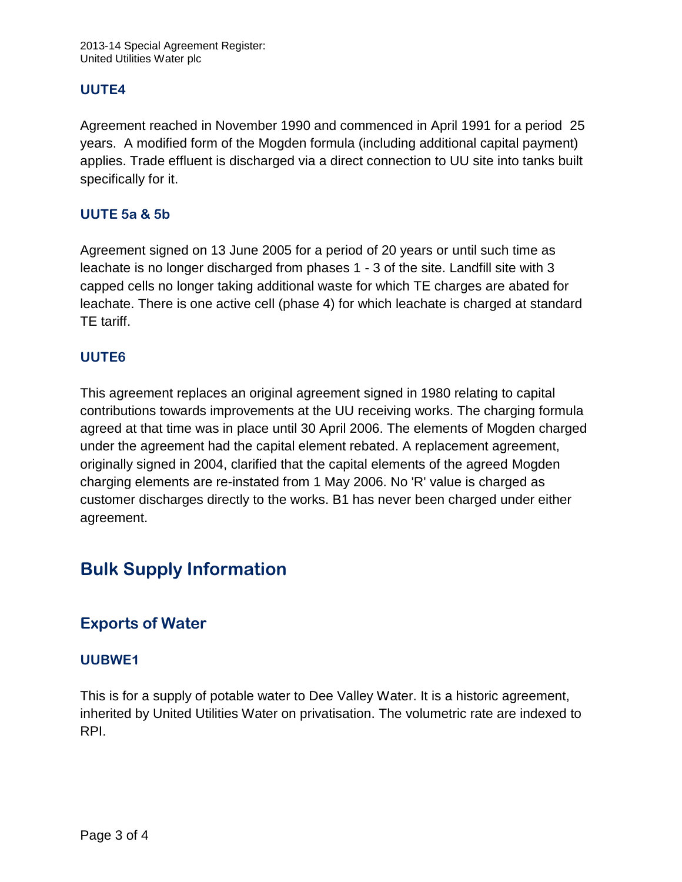### UUTE4

Agreement reached in November 1990 and commenced in April 1991 for a period 25 years. A modified form of the Mogden formula (including additional capital payment) applies. Trade effluent is discharged via a direct connection to UU site into tanks built specifically for it.

### UUTE 5a & 5b

Agreement signed on 13 June 2005 for a period of 20 years or until such time as leachate is no longer discharged from phases 1 - 3 of the site. Landfill site with 3 capped cells no longer taking additional waste for which TE charges are abated for leachate. There is one active cell (phase 4) for which leachate is charged at standard TE tariff.

### UUTE6

This agreement replaces an original agreement signed in 1980 relating to capital contributions towards improvements at the UU receiving works. The charging formula agreed at that time was in place until 30 April 2006. The elements of Mogden charged under the agreement had the capital element rebated. A replacement agreement, originally signed in 2004, clarified that the capital elements of the agreed Mogden charging elements are re-instated from 1 May 2006. No 'R' value is charged as customer discharges directly to the works. B1 has never been charged under either agreement.

# Bulk Supply Information

## Exports of Water

### UUBWE1

This is for a supply of potable water to Dee Valley Water. It is a historic agreement, inherited by United Utilities Water on privatisation. The volumetric rate are indexed to RPI.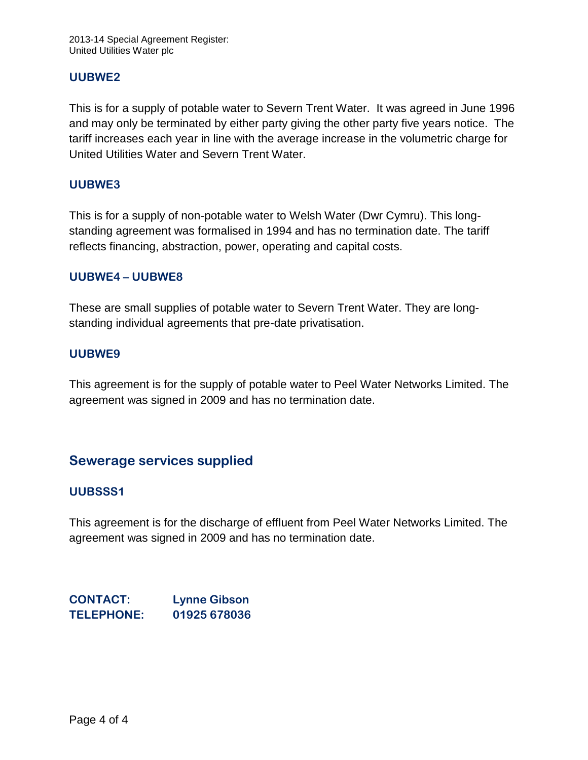### UUBWE2

This is for a supply of potable water to Severn Trent Water. It was agreed in June 1996 and may only be terminated by either party giving the other party five years notice. The tariff increases each year in line with the average increase in the volumetric charge for United Utilities Water and Severn Trent Water.

### UUBWE3

This is for a supply of non-potable water to Welsh Water (Dwr Cymru). This long-standing agreement was formalised in 1994 and has no termination date. The tariff reflects financing, abstraction, power, operating and capital costs.

### UUBWE4 – UUBWE8

These are small supplies of potable water to Severn Trent Water. They are long-standing individual agreements that pre-date privatisation.

### UUBWE9

This agreement is for the supply of potable water to Peel Water Networks Limited. The agreement was signed in 2009 and has no termination date.

## Sewerage services supplied

### UUBSSS1

This agreement is for the discharge of effluent from Peel Water Networks Limited. The agreement was signed in 2009 and has no termination date.

**CONTACT:** **Lynne Gibson**
**TELEPHONE:** **01925 678036**